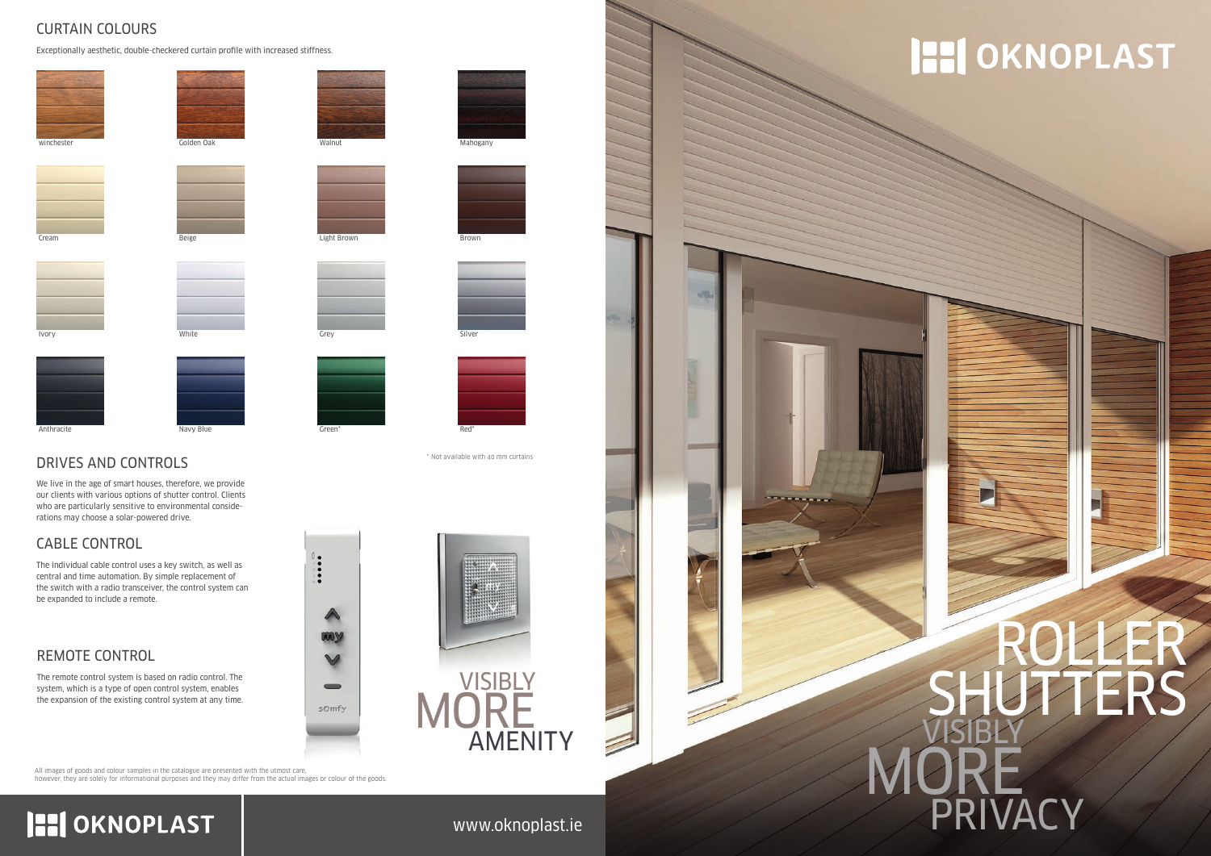## CURTAIN COLOURS

Exceptionally aesthetic, double-checkered curtain profile with increased stiffness.

winchester

Golden Oak

Walnut

Mahogany

Cream

Beige

Light Brown

Brown

Ivory

White

Grey

Silver

Anthracite

Navy Blue

Green*

Red*

\* Not available with 40 mm curtains

## DRIVES AND CONTROLS

We live in the age of smart houses, therefore, we provide our clients with various options of shutter control. Clients who are particularly sensitive to environmental considerations may choose a solar-powered drive.

## CABLE CONTROL

The individual cable control uses a key switch, as well as central and time automation. By simple replacement of the switch with a radio transceiver, the control system can be expanded to include a remote.

## REMOTE CONTROL

The remote control system is based on radio control. The system, which is a type of open control system, enables the expansion of the existing control system at any time.

VISIBLY MORE AMENITY

All images of goods and colour samples in the catalogue are presented with the utmost care, however, they are solely for informational purposes and they may differ from the actual images or colour of the goods.

OKNOPLAST

www.oknoplast.ie

# OKNOPLAST

# ROLLER SHUTTERS

VISIBLY MORE PRIVACY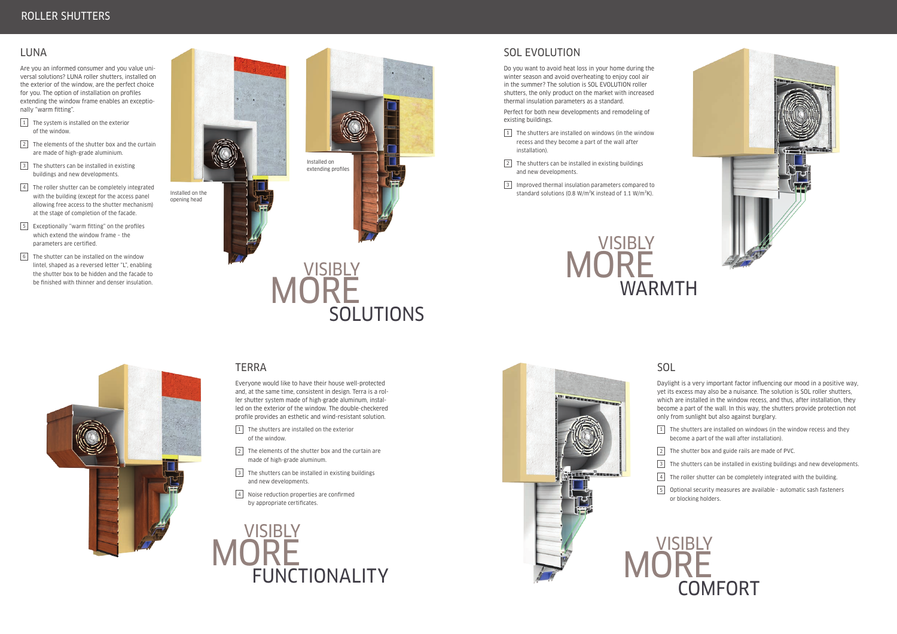# ROLLER SHUTTERS

## LUNA

Are you an informed consumer and you value universal solutions? LUNA roller shutters, installed on the exterior of the window, are the perfect choice for you. The option of installation on profiles extending the window frame enables an exceptionally "warm fitting".

1. The system is installed on the exterior of the window.
2. The elements of the shutter box and the curtain are made of high-grade aluminium.
3. The shutters can be installed in existing buildings and new developments.
4. The roller shutter can be completely integrated with the building (except for the access panel allowing free access to the shutter mechanism) at the stage of completion of the facade.
5. Exceptionally "warm fitting" on the profiles which extend the window frame – the parameters are certified.
6. The shutter can be installed on the window lintel, shaped as a reversed letter "L", enabling the shutter box to be hidden and the facade to be finished with thinner and denser insulation.

Installed on the opening head

Installed on extending profiles

VISIBLY MORE SOLUTIONS

## SOL EVOLUTION

Do you want to avoid heat loss in your home during the winter season and avoid overheating to enjoy cool air in the summer? The solution is SOL EVOLUTION roller shutters, the only product on the market with increased thermal insulation parameters as a standard.

Perfect for both new developments and remodeling of existing buildings.

1. The shutters are installed on windows (in the window recess and they become a part of the wall after installation).
2. The shutters can be installed in existing buildings and new developments.
3. Improved thermal insulation parameters compared to standard solutions (0.8 $W/m^2K$ instead of 1.1 $W/m^2K$).

VISIBLY MORE WARMTH

## TERRA

Everyone would like to have their house well-protected and, at the same time, consistent in design. Terra is a roller shutter system made of high-grade aluminum, installed on the exterior of the window. The double-checkered profile provides an esthetic and wind-resistant solution.

1. The shutters are installed on the exterior of the window.
2. The elements of the shutter box and the curtain are made of high-grade aluminum.
3. The shutters can be installed in existing buildings and new developments.
4. Noise reduction properties are confirmed by appropriate certificates.

VISIBLY MORE FUNCTIONALITY

## SOL

Daylight is a very important factor influencing our mood in a positive way, yet its excess may also be a nuisance. The solution is SOL roller shutters, which are installed in the window recess, and thus, after installation, they become a part of the wall. In this way, the shutters provide protection not only from sunlight but also against burglary.

1. The shutters are installed on windows (in the window recess and they become a part of the wall after installation).
2. The shutter box and guide rails are made of PVC.
3. The shutters can be installed in existing buildings and new developments.
4. The roller shutter can be completely integrated with the building.
5. Optional security measures are available – automatic sash fasteners or blocking holders.

VISIBLY MORE COMFORT